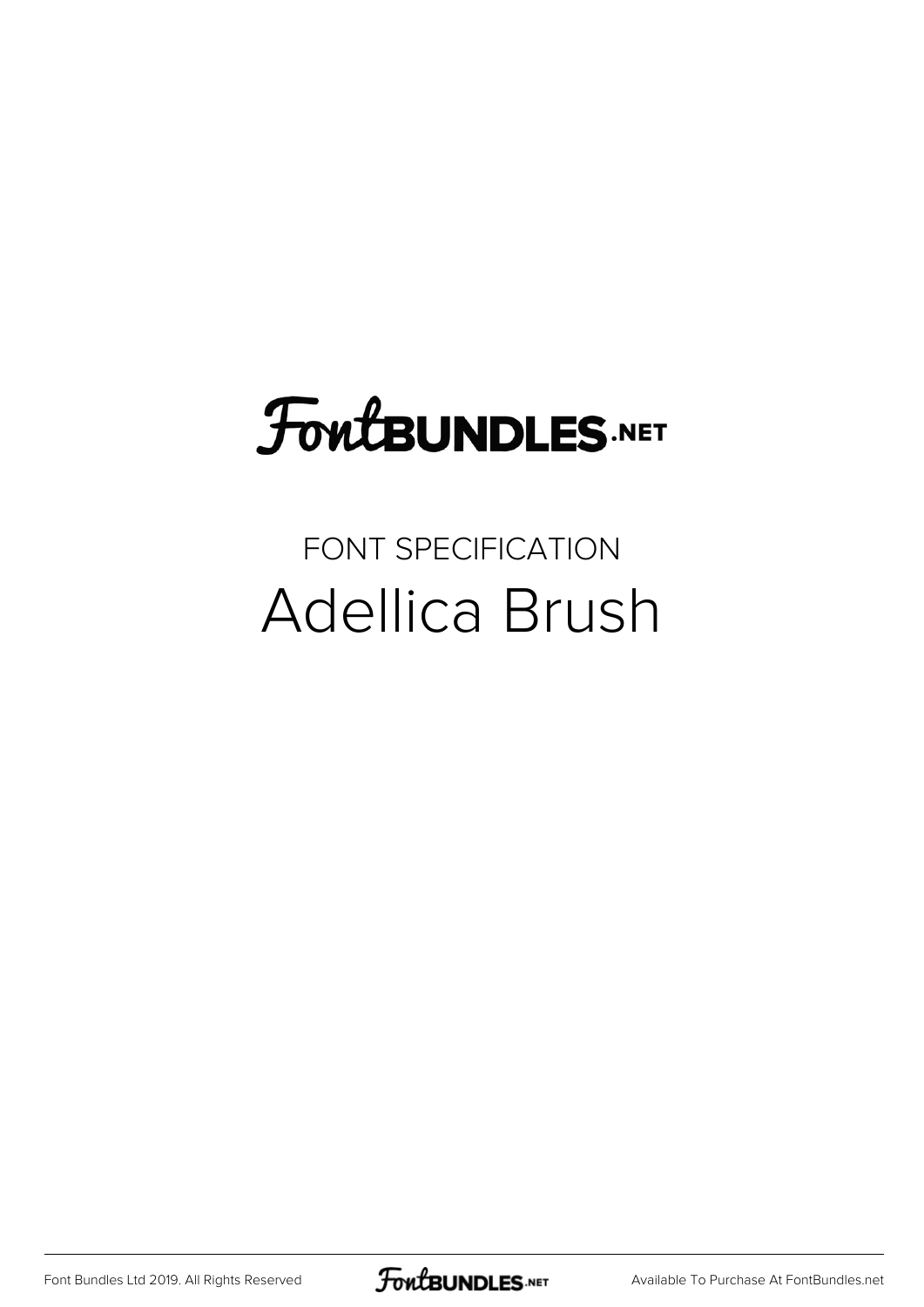FontBUNDLES.NET

FONT SPECIFICATION

# Adellica Brush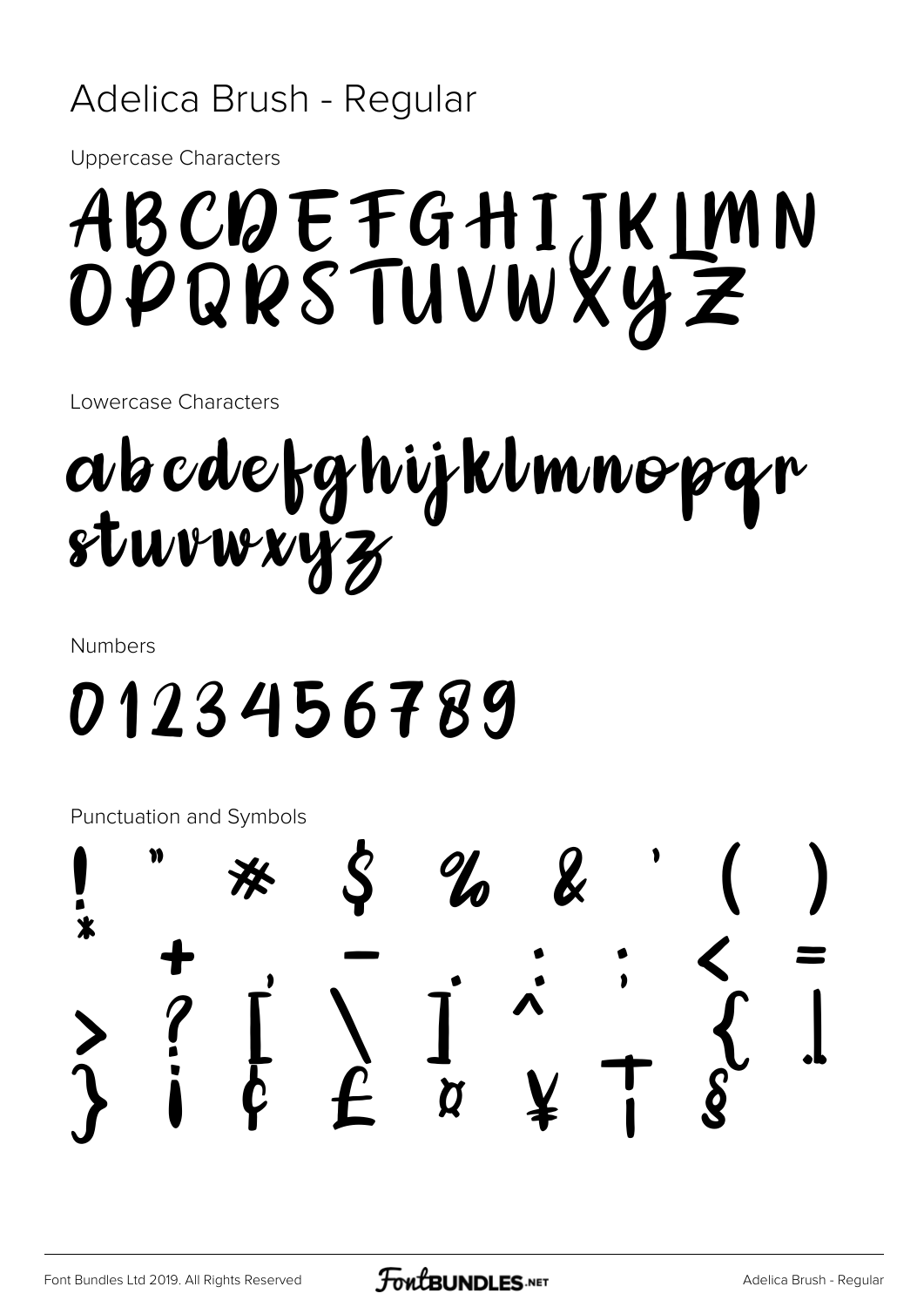# Adelica Brush - Regular

Uppercase Characters

ABCDEFGHIJKLMN
OPQRSTUVWXYZ

Lowercase Characters

abcdefghijklmnopqr
stuvwxyz

Numbers

0123456789

Punctuation and Symbols

! " # $ % & ' ( )
* + , - . / : ; < =
> ? [ \ ] ^ _ { |
} ¡ ¢ £ ¤ ¥ † §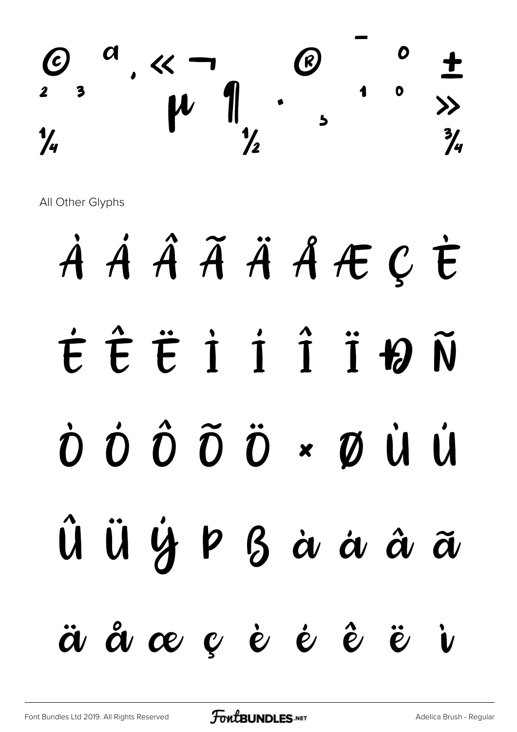© ª « ¬ ® ¯ ° ±
² ³ ´ µ ¶ · ¸ ¹ º »
¼ ½ ¾

All Other Glyphs

À Á Â Ã Ä Å Æ Ç È

É Ê Ë Ì Í Î Ï Ð Ñ

Ò Ó Ô Õ Ö × Ø Ù Ú

Û Ü Ý Þ ß à á â ã

ä å æ ç è é ê ë ì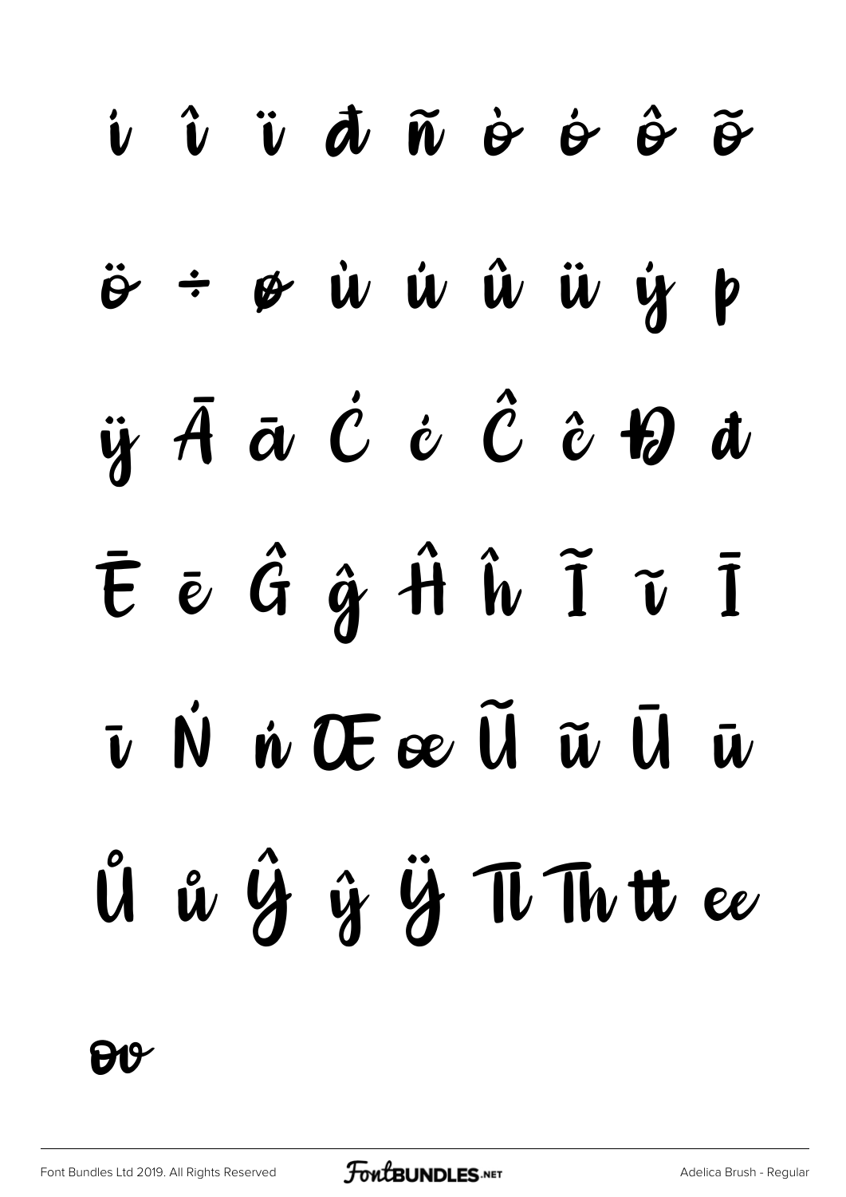í î ï đ ñ ò ó ô õ

ö ÷ ø ù ú û ü ý þ

ÿ Ā ā Ċ ċ Ĉ ĉ Đ đ

Ē ē Ĝ ĝ Ĥ ĥ Ĩ ĩ Ī

ī Ń ń Œ œ Ũ ũ Ū ū

Ů ů Ŷ ŷ Ÿ Tl Th tt ee

oo